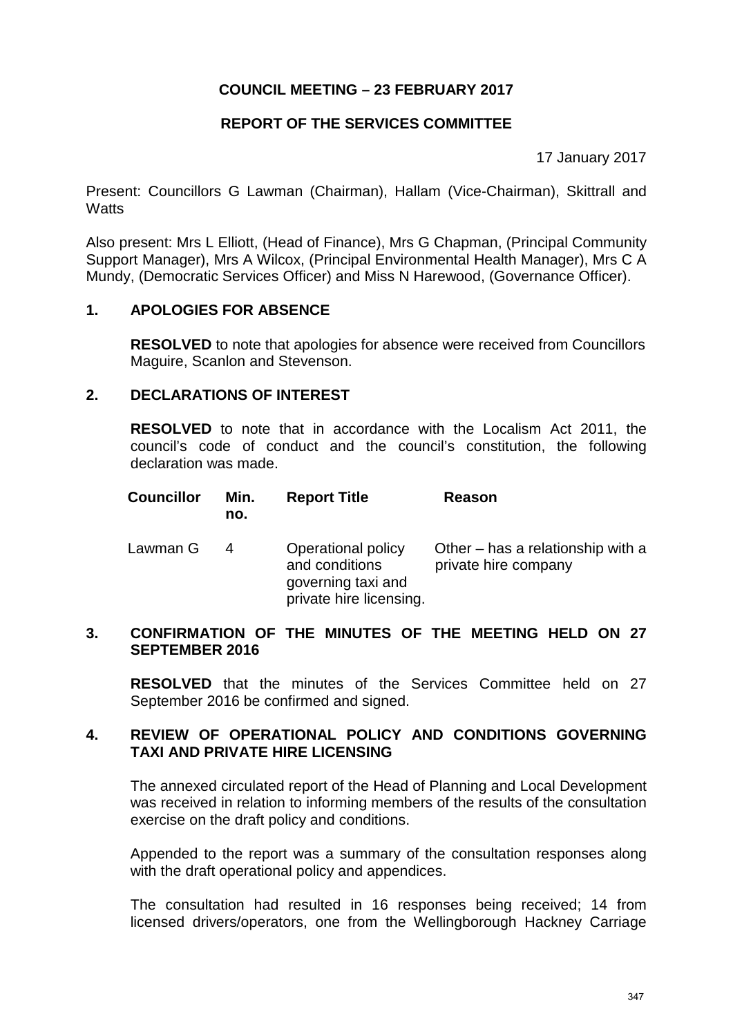# COUNCIL MEETING – 23 FEBRUARY 2017

## REPORT OF THE SERVICES COMMITTEE

17 January 2017

Present: Councillors G Lawman (Chairman), Hallam (Vice-Chairman), Skittrall and Watts

Also present: Mrs L Elliott, (Head of Finance), Mrs G Chapman, (Principal Community Support Manager), Mrs A Wilcox, (Principal Environmental Health Manager), Mrs C A Mundy, (Democratic Services Officer) and Miss N Harewood, (Governance Officer).

### 1. APOLOGIES FOR ABSENCE

**RESOLVED** to note that apologies for absence were received from Councillors Maguire, Scanlon and Stevenson.

### 2. DECLARATIONS OF INTEREST

**RESOLVED** to note that in accordance with the Localism Act 2011, the council's code of conduct and the council's constitution, the following declaration was made.

| Councillor | Min. no. | Report Title | Reason |
|---|---|---|---|
| Lawman G | 4 | Operational policy and conditions governing taxi and private hire licensing. | Other – has a relationship with a private hire company |

### 3. CONFIRMATION OF THE MINUTES OF THE MEETING HELD ON 27 SEPTEMBER 2016

**RESOLVED** that the minutes of the Services Committee held on 27 September 2016 be confirmed and signed.

### 4. REVIEW OF OPERATIONAL POLICY AND CONDITIONS GOVERNING TAXI AND PRIVATE HIRE LICENSING

The annexed circulated report of the Head of Planning and Local Development was received in relation to informing members of the results of the consultation exercise on the draft policy and conditions.

Appended to the report was a summary of the consultation responses along with the draft operational policy and appendices.

The consultation had resulted in 16 responses being received; 14 from licensed drivers/operators, one from the Wellingborough Hackney Carriage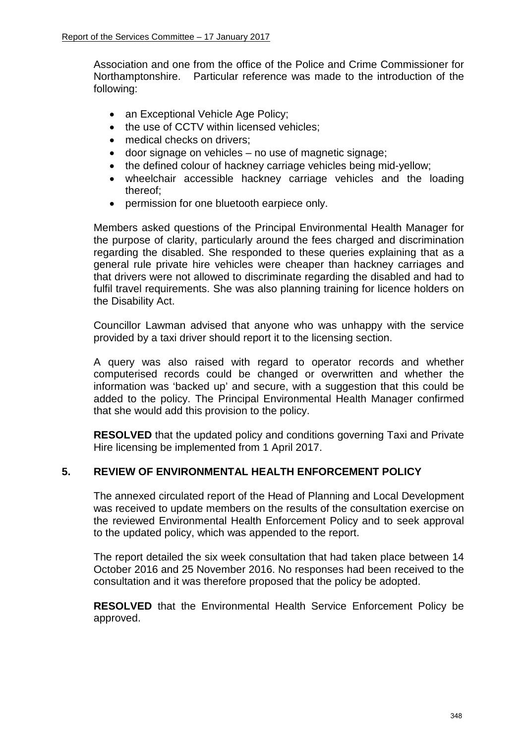Association and one from the office of the Police and Crime Commissioner for Northamptonshire. Particular reference was made to the introduction of the following:

- an Exceptional Vehicle Age Policy;
- the use of CCTV within licensed vehicles;
- medical checks on drivers;
- door signage on vehicles – no use of magnetic signage;
- the defined colour of hackney carriage vehicles being mid-yellow;
- wheelchair accessible hackney carriage vehicles and the loading thereof;
- permission for one bluetooth earpiece only.

Members asked questions of the Principal Environmental Health Manager for the purpose of clarity, particularly around the fees charged and discrimination regarding the disabled. She responded to these queries explaining that as a general rule private hire vehicles were cheaper than hackney carriages and that drivers were not allowed to discriminate regarding the disabled and had to fulfil travel requirements. She was also planning training for licence holders on the Disability Act.

Councillor Lawman advised that anyone who was unhappy with the service provided by a taxi driver should report it to the licensing section.

A query was also raised with regard to operator records and whether computerised records could be changed or overwritten and whether the information was 'backed up' and secure, with a suggestion that this could be added to the policy. The Principal Environmental Health Manager confirmed that she would add this provision to the policy.

**RESOLVED** that the updated policy and conditions governing Taxi and Private Hire licensing be implemented from 1 April 2017.

## 5. REVIEW OF ENVIRONMENTAL HEALTH ENFORCEMENT POLICY

The annexed circulated report of the Head of Planning and Local Development was received to update members on the results of the consultation exercise on the reviewed Environmental Health Enforcement Policy and to seek approval to the updated policy, which was appended to the report.

The report detailed the six week consultation that had taken place between 14 October 2016 and 25 November 2016. No responses had been received to the consultation and it was therefore proposed that the policy be adopted.

**RESOLVED** that the Environmental Health Service Enforcement Policy be approved.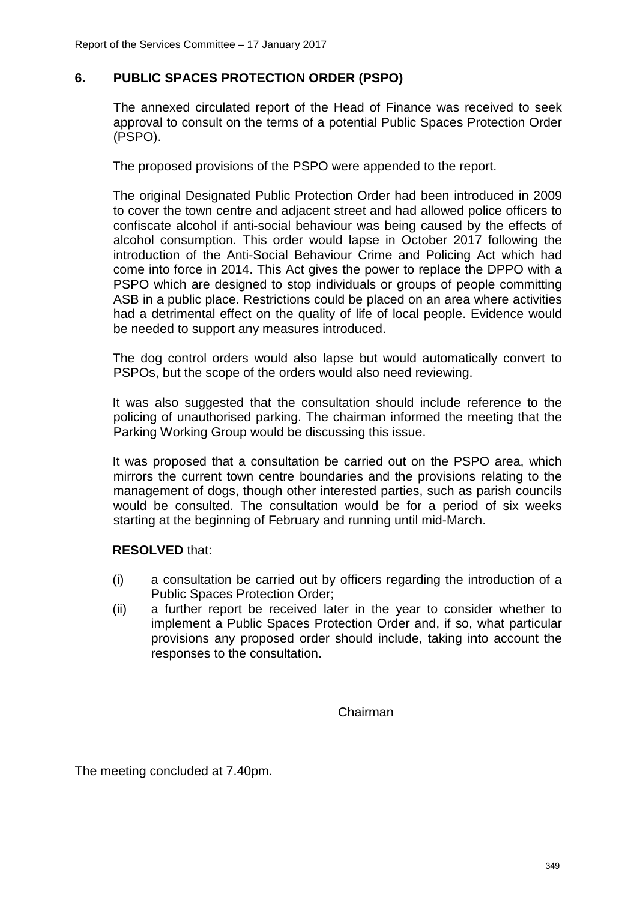## 6. PUBLIC SPACES PROTECTION ORDER (PSPO)

The annexed circulated report of the Head of Finance was received to seek approval to consult on the terms of a potential Public Spaces Protection Order (PSPO).

The proposed provisions of the PSPO were appended to the report.

The original Designated Public Protection Order had been introduced in 2009 to cover the town centre and adjacent street and had allowed police officers to confiscate alcohol if anti-social behaviour was being caused by the effects of alcohol consumption. This order would lapse in October 2017 following the introduction of the Anti-Social Behaviour Crime and Policing Act which had come into force in 2014. This Act gives the power to replace the DPPO with a PSPO which are designed to stop individuals or groups of people committing ASB in a public place. Restrictions could be placed on an area where activities had a detrimental effect on the quality of life of local people. Evidence would be needed to support any measures introduced.

The dog control orders would also lapse but would automatically convert to PSPOs, but the scope of the orders would also need reviewing.

It was also suggested that the consultation should include reference to the policing of unauthorised parking. The chairman informed the meeting that the Parking Working Group would be discussing this issue.

It was proposed that a consultation be carried out on the PSPO area, which mirrors the current town centre boundaries and the provisions relating to the management of dogs, though other interested parties, such as parish councils would be consulted. The consultation would be for a period of six weeks starting at the beginning of February and running until mid-March.

**RESOLVED** that:

(i) a consultation be carried out by officers regarding the introduction of a Public Spaces Protection Order;

(ii) a further report be received later in the year to consider whether to implement a Public Spaces Protection Order and, if so, what particular provisions any proposed order should include, taking into account the responses to the consultation.

Chairman

The meeting concluded at 7.40pm.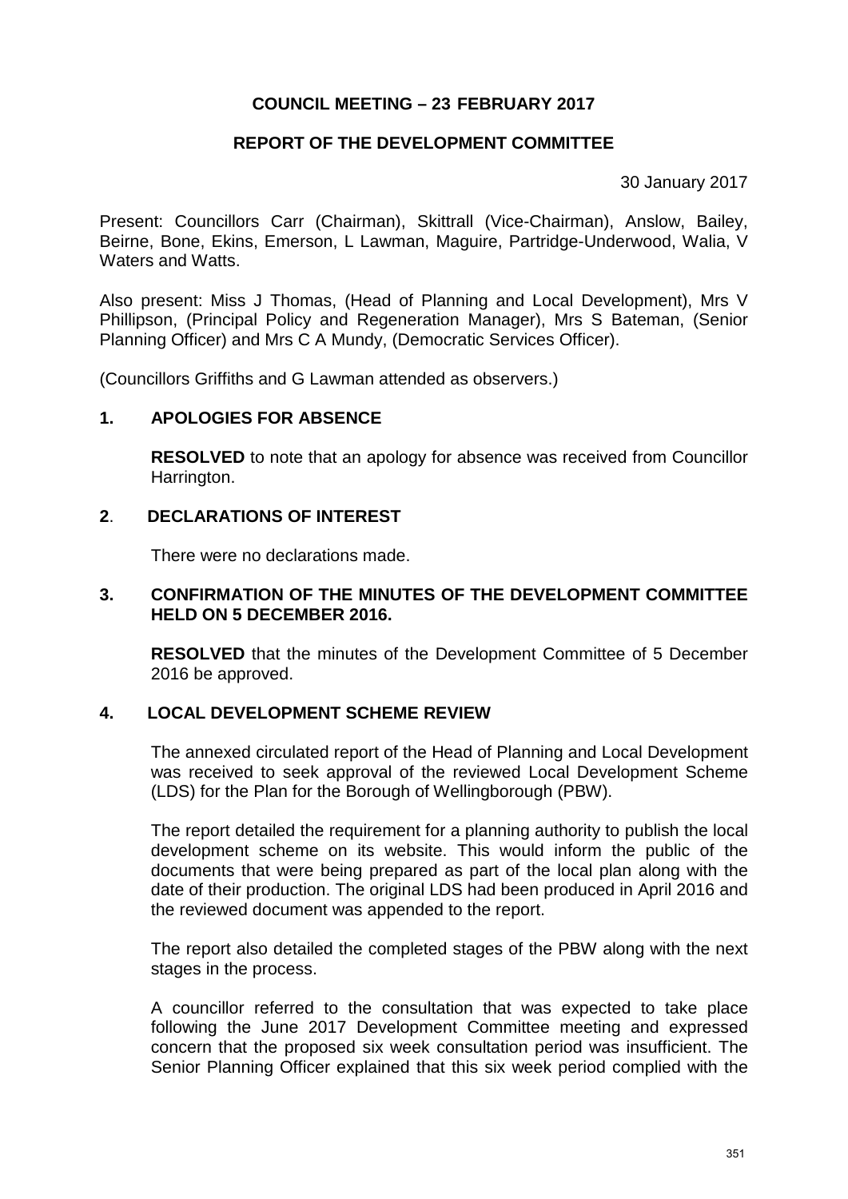**COUNCIL MEETING – 23 FEBRUARY 2017**

**REPORT OF THE DEVELOPMENT COMMITTEE**

30 January 2017

Present: Councillors Carr (Chairman), Skittrall (Vice-Chairman), Anslow, Bailey, Beirne, Bone, Ekins, Emerson, L Lawman, Maguire, Partridge-Underwood, Walia, V Waters and Watts.

Also present: Miss J Thomas, (Head of Planning and Local Development), Mrs V Phillipson, (Principal Policy and Regeneration Manager), Mrs S Bateman, (Senior Planning Officer) and Mrs C A Mundy, (Democratic Services Officer).

(Councillors Griffiths and G Lawman attended as observers.)

## 1. APOLOGIES FOR ABSENCE

**RESOLVED** to note that an apology for absence was received from Councillor Harrington.

## 2. DECLARATIONS OF INTEREST

There were no declarations made.

## 3. CONFIRMATION OF THE MINUTES OF THE DEVELOPMENT COMMITTEE HELD ON 5 DECEMBER 2016.

**RESOLVED** that the minutes of the Development Committee of 5 December 2016 be approved.

## 4. LOCAL DEVELOPMENT SCHEME REVIEW

The annexed circulated report of the Head of Planning and Local Development was received to seek approval of the reviewed Local Development Scheme (LDS) for the Plan for the Borough of Wellingborough (PBW).

The report detailed the requirement for a planning authority to publish the local development scheme on its website. This would inform the public of the documents that were being prepared as part of the local plan along with the date of their production. The original LDS had been produced in April 2016 and the reviewed document was appended to the report.

The report also detailed the completed stages of the PBW along with the next stages in the process.

A councillor referred to the consultation that was expected to take place following the June 2017 Development Committee meeting and expressed concern that the proposed six week consultation period was insufficient. The Senior Planning Officer explained that this six week period complied with the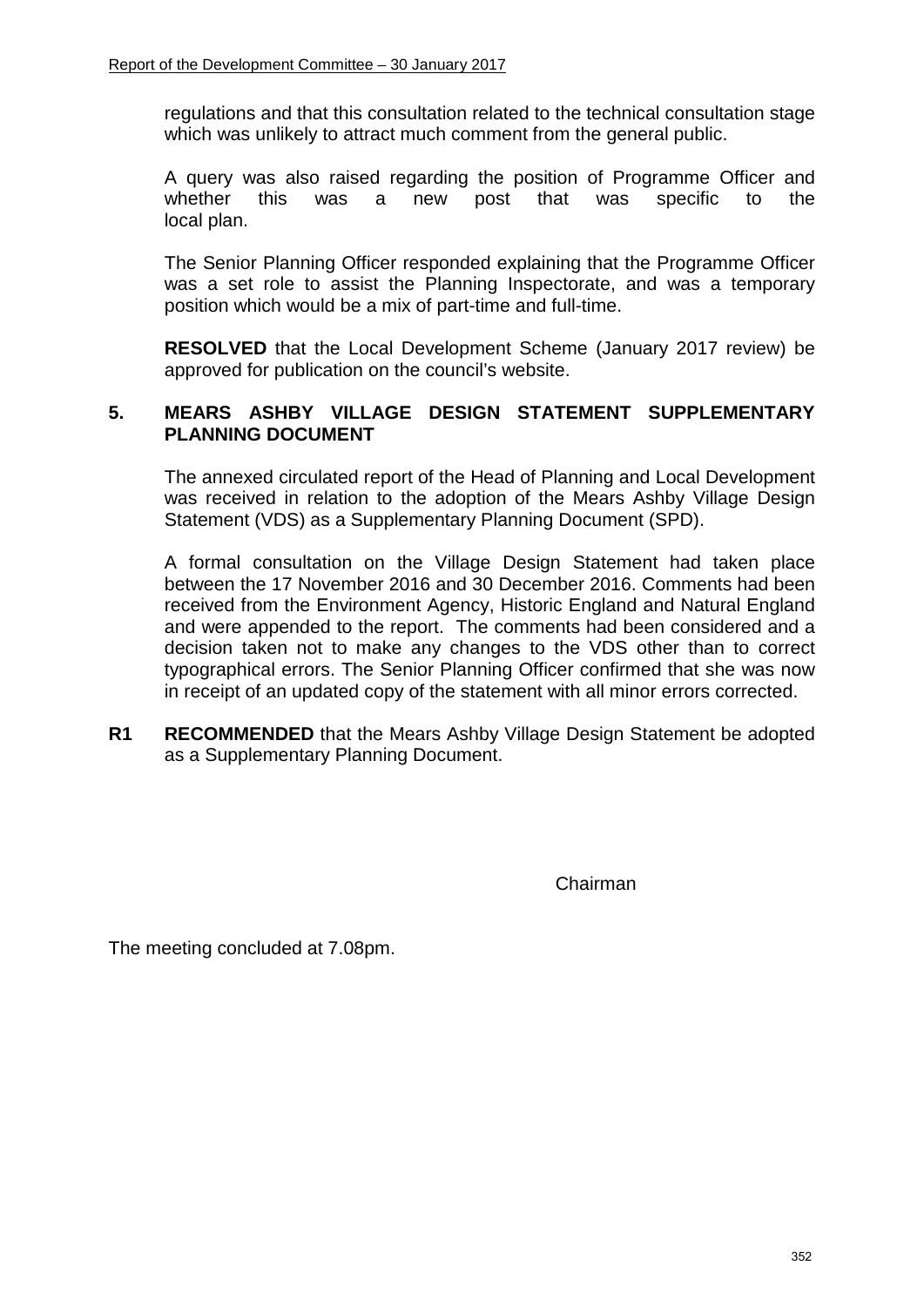regulations and that this consultation related to the technical consultation stage which was unlikely to attract much comment from the general public.

A query was also raised regarding the position of Programme Officer and whether this was a new post that was specific to the local plan.

The Senior Planning Officer responded explaining that the Programme Officer was a set role to assist the Planning Inspectorate, and was a temporary position which would be a mix of part-time and full-time.

**RESOLVED** that the Local Development Scheme (January 2017 review) be approved for publication on the council's website.

## 5. MEARS ASHBY VILLAGE DESIGN STATEMENT SUPPLEMENTARY PLANNING DOCUMENT

The annexed circulated report of the Head of Planning and Local Development was received in relation to the adoption of the Mears Ashby Village Design Statement (VDS) as a Supplementary Planning Document (SPD).

A formal consultation on the Village Design Statement had taken place between the 17 November 2016 and 30 December 2016. Comments had been received from the Environment Agency, Historic England and Natural England and were appended to the report. The comments had been considered and a decision taken not to make any changes to the VDS other than to correct typographical errors. The Senior Planning Officer confirmed that she was now in receipt of an updated copy of the statement with all minor errors corrected.

**R1** **RECOMMENDED** that the Mears Ashby Village Design Statement be adopted as a Supplementary Planning Document.

Chairman

The meeting concluded at 7.08pm.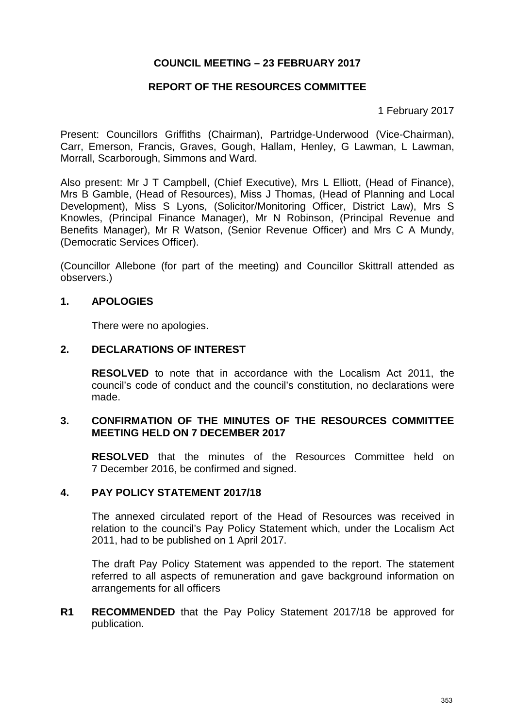# COUNCIL MEETING – 23 FEBRUARY 2017

## REPORT OF THE RESOURCES COMMITTEE

1 February 2017

Present: Councillors Griffiths (Chairman), Partridge-Underwood (Vice-Chairman), Carr, Emerson, Francis, Graves, Gough, Hallam, Henley, G Lawman, L Lawman, Morrall, Scarborough, Simmons and Ward.

Also present: Mr J T Campbell, (Chief Executive), Mrs L Elliott, (Head of Finance), Mrs B Gamble, (Head of Resources), Miss J Thomas, (Head of Planning and Local Development), Miss S Lyons, (Solicitor/Monitoring Officer, District Law), Mrs S Knowles, (Principal Finance Manager), Mr N Robinson, (Principal Revenue and Benefits Manager), Mr R Watson, (Senior Revenue Officer) and Mrs C A Mundy, (Democratic Services Officer).

(Councillor Allebone (for part of the meeting) and Councillor Skittrall attended as observers.)

### 1. APOLOGIES

There were no apologies.

### 2. DECLARATIONS OF INTEREST

**RESOLVED** to note that in accordance with the Localism Act 2011, the council's code of conduct and the council's constitution, no declarations were made.

### 3. CONFIRMATION OF THE MINUTES OF THE RESOURCES COMMITTEE MEETING HELD ON 7 DECEMBER 2017

**RESOLVED** that the minutes of the Resources Committee held on 7 December 2016, be confirmed and signed.

### 4. PAY POLICY STATEMENT 2017/18

The annexed circulated report of the Head of Resources was received in relation to the council's Pay Policy Statement which, under the Localism Act 2011, had to be published on 1 April 2017.

The draft Pay Policy Statement was appended to the report. The statement referred to all aspects of remuneration and gave background information on arrangements for all officers

**R1** **RECOMMENDED** that the Pay Policy Statement 2017/18 be approved for publication.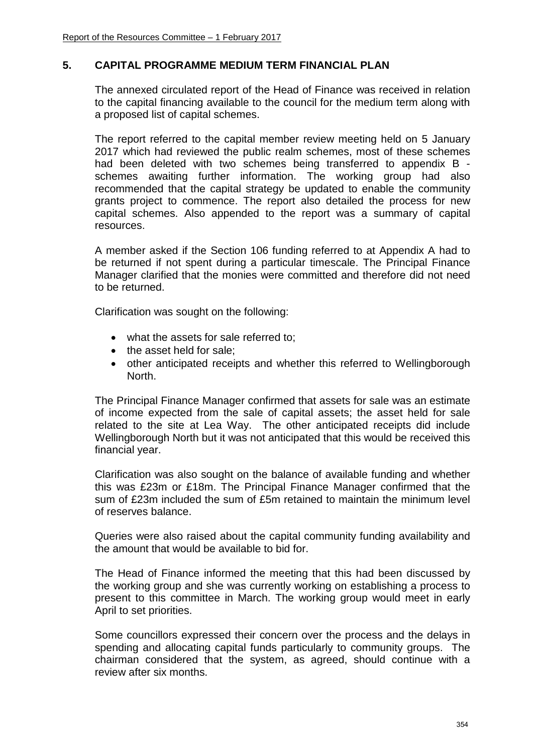## 5. CAPITAL PROGRAMME MEDIUM TERM FINANCIAL PLAN

The annexed circulated report of the Head of Finance was received in relation to the capital financing available to the council for the medium term along with a proposed list of capital schemes.

The report referred to the capital member review meeting held on 5 January 2017 which had reviewed the public realm schemes, most of these schemes had been deleted with two schemes being transferred to appendix B - schemes awaiting further information. The working group had also recommended that the capital strategy be updated to enable the community grants project to commence. The report also detailed the process for new capital schemes. Also appended to the report was a summary of capital resources.

A member asked if the Section 106 funding referred to at Appendix A had to be returned if not spent during a particular timescale. The Principal Finance Manager clarified that the monies were committed and therefore did not need to be returned.

Clarification was sought on the following:

- what the assets for sale referred to;
- the asset held for sale;
- other anticipated receipts and whether this referred to Wellingborough North.

The Principal Finance Manager confirmed that assets for sale was an estimate of income expected from the sale of capital assets; the asset held for sale related to the site at Lea Way. The other anticipated receipts did include Wellingborough North but it was not anticipated that this would be received this financial year.

Clarification was also sought on the balance of available funding and whether this was £23m or £18m. The Principal Finance Manager confirmed that the sum of £23m included the sum of £5m retained to maintain the minimum level of reserves balance.

Queries were also raised about the capital community funding availability and the amount that would be available to bid for.

The Head of Finance informed the meeting that this had been discussed by the working group and she was currently working on establishing a process to present to this committee in March. The working group would meet in early April to set priorities.

Some councillors expressed their concern over the process and the delays in spending and allocating capital funds particularly to community groups. The chairman considered that the system, as agreed, should continue with a review after six months.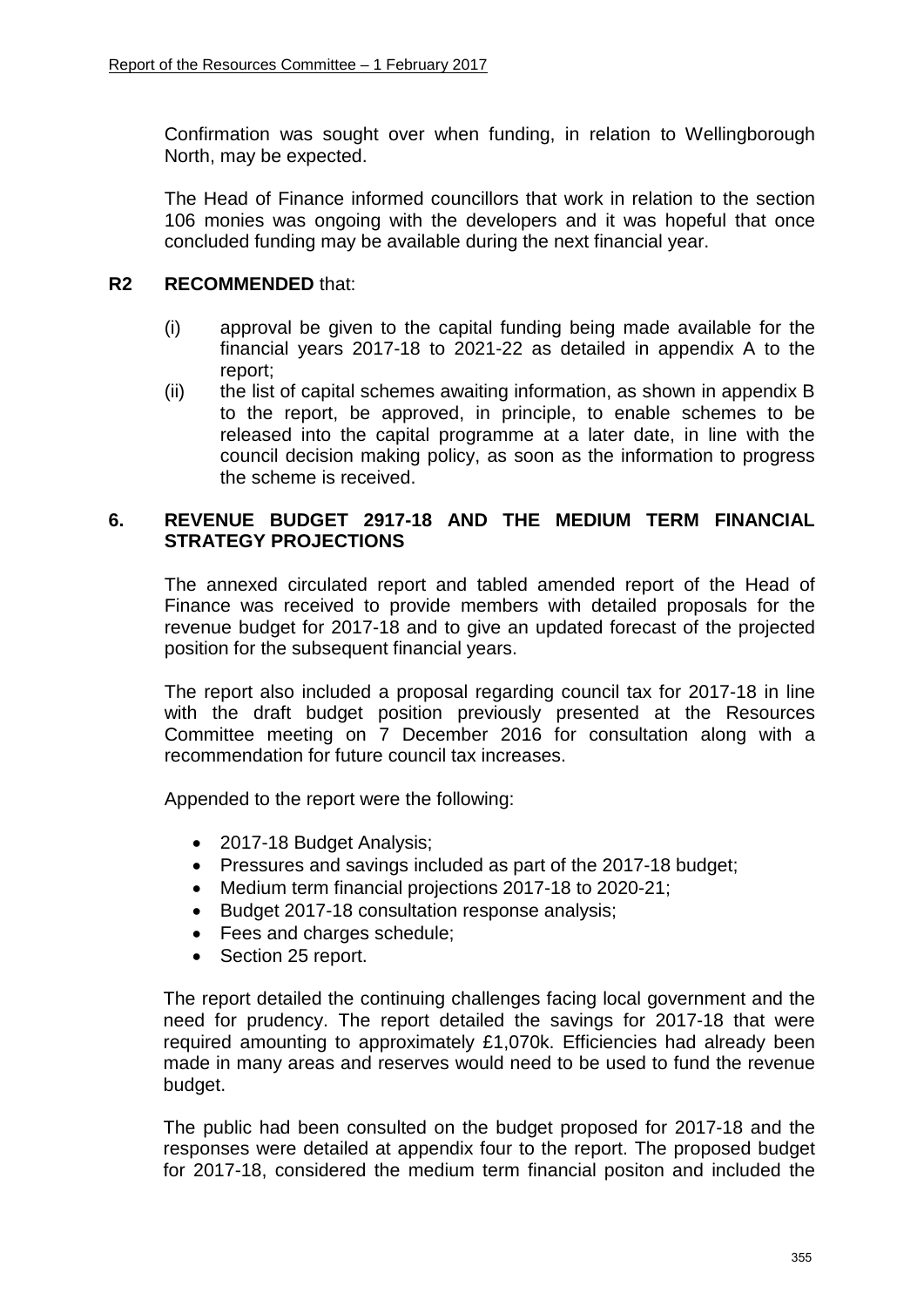Confirmation was sought over when funding, in relation to Wellingborough North, may be expected.

The Head of Finance informed councillors that work in relation to the section 106 monies was ongoing with the developers and it was hopeful that once concluded funding may be available during the next financial year.

**R2 RECOMMENDED** that:

(i) approval be given to the capital funding being made available for the financial years 2017-18 to 2021-22 as detailed in appendix A to the report;

(ii) the list of capital schemes awaiting information, as shown in appendix B to the report, be approved, in principle, to enable schemes to be released into the capital programme at a later date, in line with the council decision making policy, as soon as the information to progress the scheme is received.

## 6. REVENUE BUDGET 2917-18 AND THE MEDIUM TERM FINANCIAL STRATEGY PROJECTIONS

The annexed circulated report and tabled amended report of the Head of Finance was received to provide members with detailed proposals for the revenue budget for 2017-18 and to give an updated forecast of the projected position for the subsequent financial years.

The report also included a proposal regarding council tax for 2017-18 in line with the draft budget position previously presented at the Resources Committee meeting on 7 December 2016 for consultation along with a recommendation for future council tax increases.

Appended to the report were the following:

- 2017-18 Budget Analysis;
- Pressures and savings included as part of the 2017-18 budget;
- Medium term financial projections 2017-18 to 2020-21;
- Budget 2017-18 consultation response analysis;
- Fees and charges schedule;
- Section 25 report.

The report detailed the continuing challenges facing local government and the need for prudency. The report detailed the savings for 2017-18 that were required amounting to approximately £1,070k. Efficiencies had already been made in many areas and reserves would need to be used to fund the revenue budget.

The public had been consulted on the budget proposed for 2017-18 and the responses were detailed at appendix four to the report. The proposed budget for 2017-18, considered the medium term financial positon and included the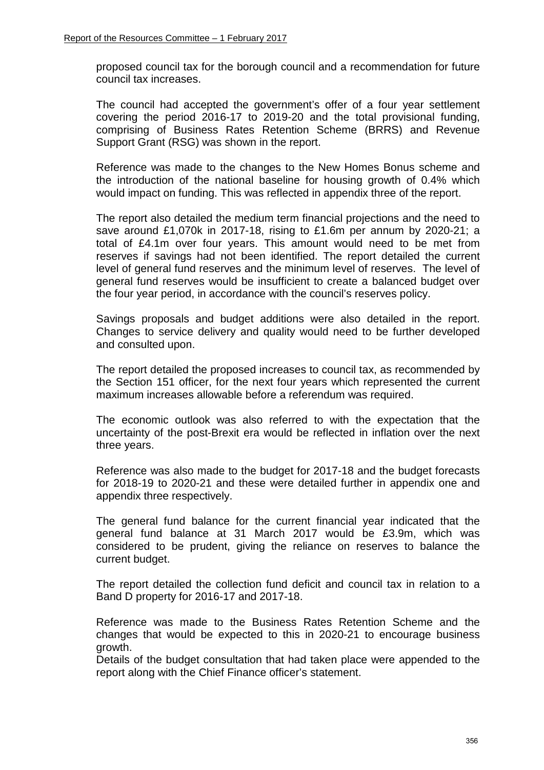proposed council tax for the borough council and a recommendation for future council tax increases.

The council had accepted the government's offer of a four year settlement covering the period 2016-17 to 2019-20 and the total provisional funding, comprising of Business Rates Retention Scheme (BRRS) and Revenue Support Grant (RSG) was shown in the report.

Reference was made to the changes to the New Homes Bonus scheme and the introduction of the national baseline for housing growth of 0.4% which would impact on funding. This was reflected in appendix three of the report.

The report also detailed the medium term financial projections and the need to save around £1,070k in 2017-18, rising to £1.6m per annum by 2020-21; a total of £4.1m over four years. This amount would need to be met from reserves if savings had not been identified. The report detailed the current level of general fund reserves and the minimum level of reserves. The level of general fund reserves would be insufficient to create a balanced budget over the four year period, in accordance with the council's reserves policy.

Savings proposals and budget additions were also detailed in the report. Changes to service delivery and quality would need to be further developed and consulted upon.

The report detailed the proposed increases to council tax, as recommended by the Section 151 officer, for the next four years which represented the current maximum increases allowable before a referendum was required.

The economic outlook was also referred to with the expectation that the uncertainty of the post-Brexit era would be reflected in inflation over the next three years.

Reference was also made to the budget for 2017-18 and the budget forecasts for 2018-19 to 2020-21 and these were detailed further in appendix one and appendix three respectively.

The general fund balance for the current financial year indicated that the general fund balance at 31 March 2017 would be £3.9m, which was considered to be prudent, giving the reliance on reserves to balance the current budget.

The report detailed the collection fund deficit and council tax in relation to a Band D property for 2016-17 and 2017-18.

Reference was made to the Business Rates Retention Scheme and the changes that would be expected to this in 2020-21 to encourage business growth.
Details of the budget consultation that had taken place were appended to the report along with the Chief Finance officer's statement.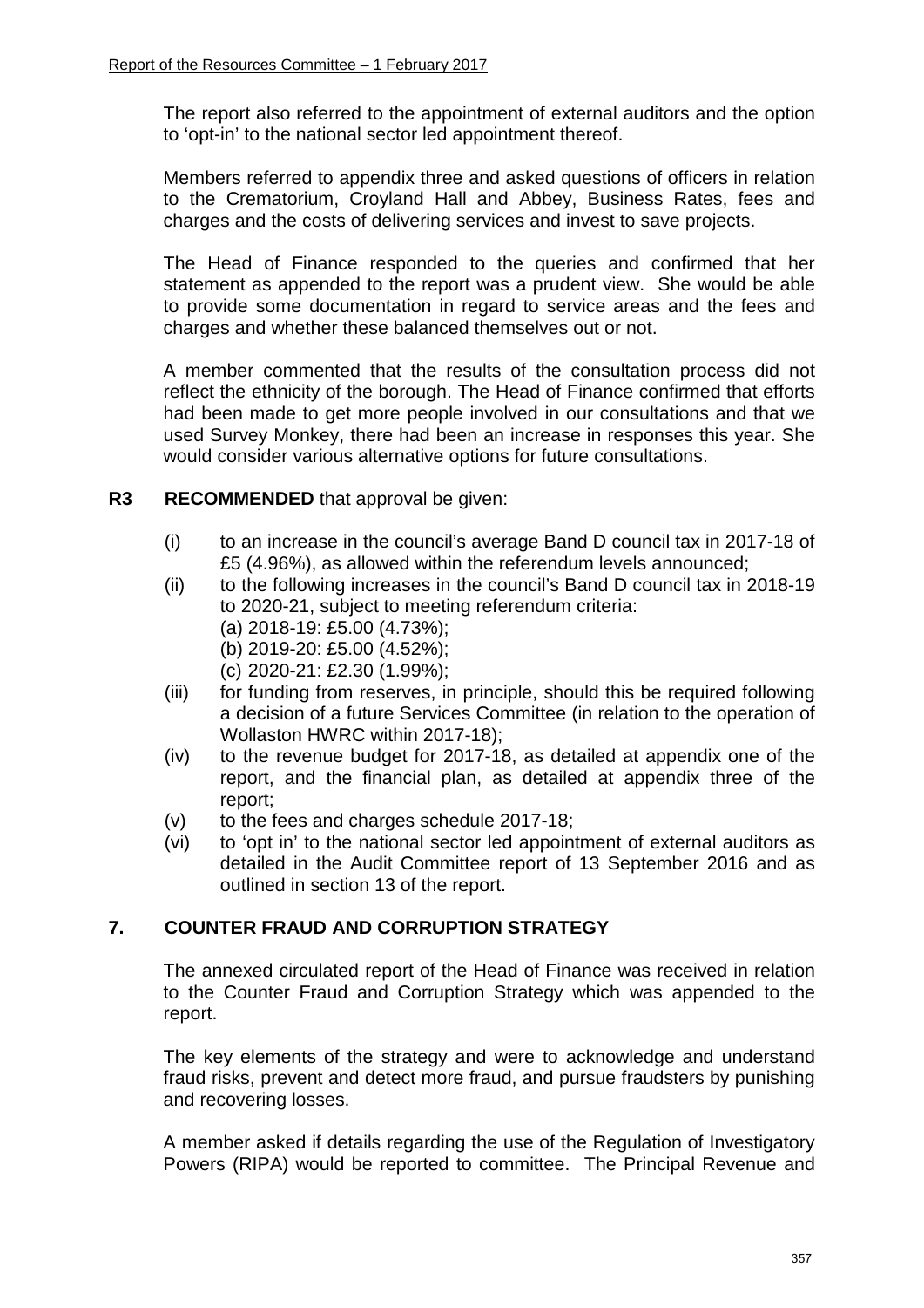The report also referred to the appointment of external auditors and the option to 'opt-in' to the national sector led appointment thereof.

Members referred to appendix three and asked questions of officers in relation to the Crematorium, Croyland Hall and Abbey, Business Rates, fees and charges and the costs of delivering services and invest to save projects.

The Head of Finance responded to the queries and confirmed that her statement as appended to the report was a prudent view. She would be able to provide some documentation in regard to service areas and the fees and charges and whether these balanced themselves out or not.

A member commented that the results of the consultation process did not reflect the ethnicity of the borough. The Head of Finance confirmed that efforts had been made to get more people involved in our consultations and that we used Survey Monkey, there had been an increase in responses this year. She would consider various alternative options for future consultations.

**R3 RECOMMENDED** that approval be given:

(i) to an increase in the council's average Band D council tax in 2017-18 of £5 (4.96%), as allowed within the referendum levels announced;

(ii) to the following increases in the council's Band D council tax in 2018-19 to 2020-21, subject to meeting referendum criteria:
   (a) 2018-19: £5.00 (4.73%);
   (b) 2019-20: £5.00 (4.52%);
   (c) 2020-21: £2.30 (1.99%);

(iii) for funding from reserves, in principle, should this be required following a decision of a future Services Committee (in relation to the operation of Wollaston HWRC within 2017-18);

(iv) to the revenue budget for 2017-18, as detailed at appendix one of the report, and the financial plan, as detailed at appendix three of the report;

(v) to the fees and charges schedule 2017-18;

(vi) to 'opt in' to the national sector led appointment of external auditors as detailed in the Audit Committee report of 13 September 2016 and as outlined in section 13 of the report.

## 7. COUNTER FRAUD AND CORRUPTION STRATEGY

The annexed circulated report of the Head of Finance was received in relation to the Counter Fraud and Corruption Strategy which was appended to the report.

The key elements of the strategy and were to acknowledge and understand fraud risks, prevent and detect more fraud, and pursue fraudsters by punishing and recovering losses.

A member asked if details regarding the use of the Regulation of Investigatory Powers (RIPA) would be reported to committee. The Principal Revenue and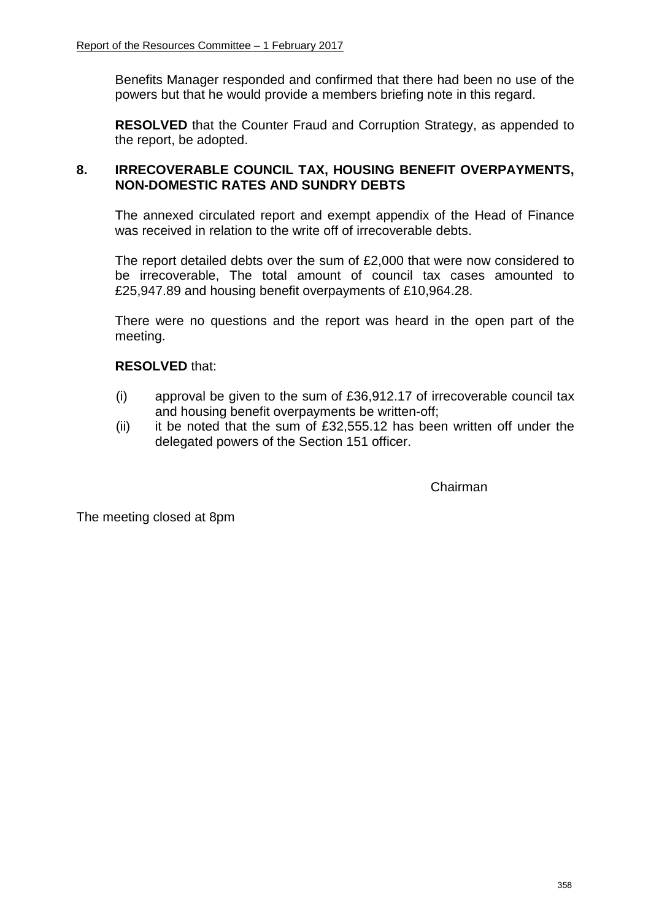Benefits Manager responded and confirmed that there had been no use of the powers but that he would provide a members briefing note in this regard.

**RESOLVED** that the Counter Fraud and Corruption Strategy, as appended to the report, be adopted.

## 8. IRRECOVERABLE COUNCIL TAX, HOUSING BENEFIT OVERPAYMENTS, NON-DOMESTIC RATES AND SUNDRY DEBTS

The annexed circulated report and exempt appendix of the Head of Finance was received in relation to the write off of irrecoverable debts.

The report detailed debts over the sum of £2,000 that were now considered to be irrecoverable, The total amount of council tax cases amounted to £25,947.89 and housing benefit overpayments of £10,964.28.

There were no questions and the report was heard in the open part of the meeting.

**RESOLVED** that:

(i) approval be given to the sum of £36,912.17 of irrecoverable council tax and housing benefit overpayments be written-off;

(ii) it be noted that the sum of £32,555.12 has been written off under the delegated powers of the Section 151 officer.

Chairman

The meeting closed at 8pm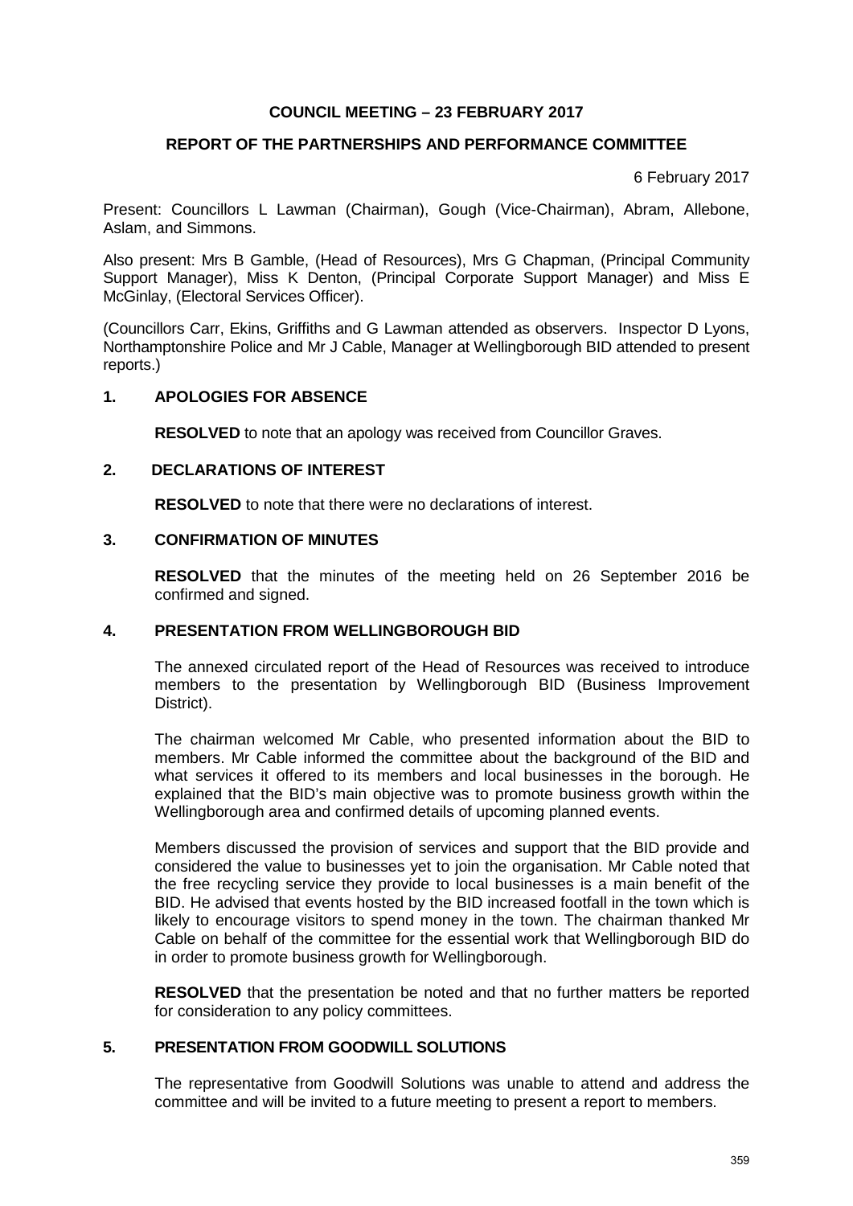# COUNCIL MEETING – 23 FEBRUARY 2017

## REPORT OF THE PARTNERSHIPS AND PERFORMANCE COMMITTEE

6 February 2017

Present: Councillors L Lawman (Chairman), Gough (Vice-Chairman), Abram, Allebone, Aslam, and Simmons.

Also present: Mrs B Gamble, (Head of Resources), Mrs G Chapman, (Principal Community Support Manager), Miss K Denton, (Principal Corporate Support Manager) and Miss E McGinlay, (Electoral Services Officer).

(Councillors Carr, Ekins, Griffiths and G Lawman attended as observers. Inspector D Lyons, Northamptonshire Police and Mr J Cable, Manager at Wellingborough BID attended to present reports.)

### 1. APOLOGIES FOR ABSENCE

**RESOLVED** to note that an apology was received from Councillor Graves.

### 2. DECLARATIONS OF INTEREST

**RESOLVED** to note that there were no declarations of interest.

### 3. CONFIRMATION OF MINUTES

**RESOLVED** that the minutes of the meeting held on 26 September 2016 be confirmed and signed.

### 4. PRESENTATION FROM WELLINGBOROUGH BID

The annexed circulated report of the Head of Resources was received to introduce members to the presentation by Wellingborough BID (Business Improvement District).

The chairman welcomed Mr Cable, who presented information about the BID to members. Mr Cable informed the committee about the background of the BID and what services it offered to its members and local businesses in the borough. He explained that the BID's main objective was to promote business growth within the Wellingborough area and confirmed details of upcoming planned events.

Members discussed the provision of services and support that the BID provide and considered the value to businesses yet to join the organisation. Mr Cable noted that the free recycling service they provide to local businesses is a main benefit of the BID. He advised that events hosted by the BID increased footfall in the town which is likely to encourage visitors to spend money in the town. The chairman thanked Mr Cable on behalf of the committee for the essential work that Wellingborough BID do in order to promote business growth for Wellingborough.

**RESOLVED** that the presentation be noted and that no further matters be reported for consideration to any policy committees.

### 5. PRESENTATION FROM GOODWILL SOLUTIONS

The representative from Goodwill Solutions was unable to attend and address the committee and will be invited to a future meeting to present a report to members.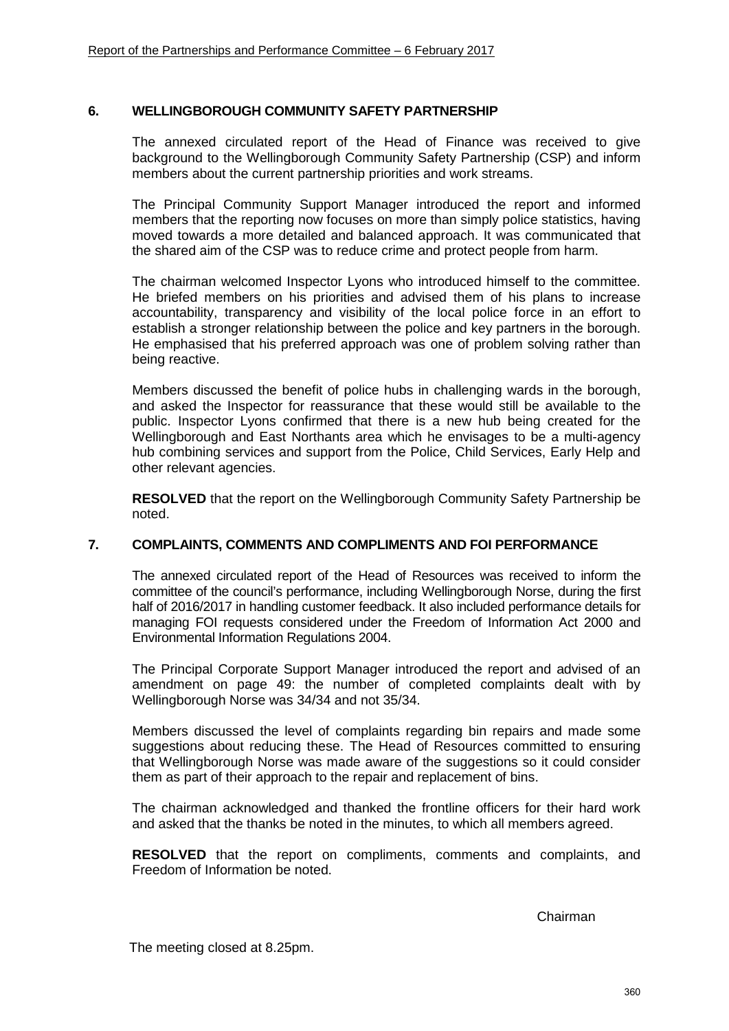## 6. WELLINGBOROUGH COMMUNITY SAFETY PARTNERSHIP

The annexed circulated report of the Head of Finance was received to give background to the Wellingborough Community Safety Partnership (CSP) and inform members about the current partnership priorities and work streams.

The Principal Community Support Manager introduced the report and informed members that the reporting now focuses on more than simply police statistics, having moved towards a more detailed and balanced approach. It was communicated that the shared aim of the CSP was to reduce crime and protect people from harm.

The chairman welcomed Inspector Lyons who introduced himself to the committee. He briefed members on his priorities and advised them of his plans to increase accountability, transparency and visibility of the local police force in an effort to establish a stronger relationship between the police and key partners in the borough. He emphasised that his preferred approach was one of problem solving rather than being reactive.

Members discussed the benefit of police hubs in challenging wards in the borough, and asked the Inspector for reassurance that these would still be available to the public. Inspector Lyons confirmed that there is a new hub being created for the Wellingborough and East Northants area which he envisages to be a multi-agency hub combining services and support from the Police, Child Services, Early Help and other relevant agencies.

**RESOLVED** that the report on the Wellingborough Community Safety Partnership be noted.

## 7. COMPLAINTS, COMMENTS AND COMPLIMENTS AND FOI PERFORMANCE

The annexed circulated report of the Head of Resources was received to inform the committee of the council's performance, including Wellingborough Norse, during the first half of 2016/2017 in handling customer feedback. It also included performance details for managing FOI requests considered under the Freedom of Information Act 2000 and Environmental Information Regulations 2004.

The Principal Corporate Support Manager introduced the report and advised of an amendment on page 49: the number of completed complaints dealt with by Wellingborough Norse was 34/34 and not 35/34.

Members discussed the level of complaints regarding bin repairs and made some suggestions about reducing these. The Head of Resources committed to ensuring that Wellingborough Norse was made aware of the suggestions so it could consider them as part of their approach to the repair and replacement of bins.

The chairman acknowledged and thanked the frontline officers for their hard work and asked that the thanks be noted in the minutes, to which all members agreed.

**RESOLVED** that the report on compliments, comments and complaints, and Freedom of Information be noted.

Chairman

The meeting closed at 8.25pm.